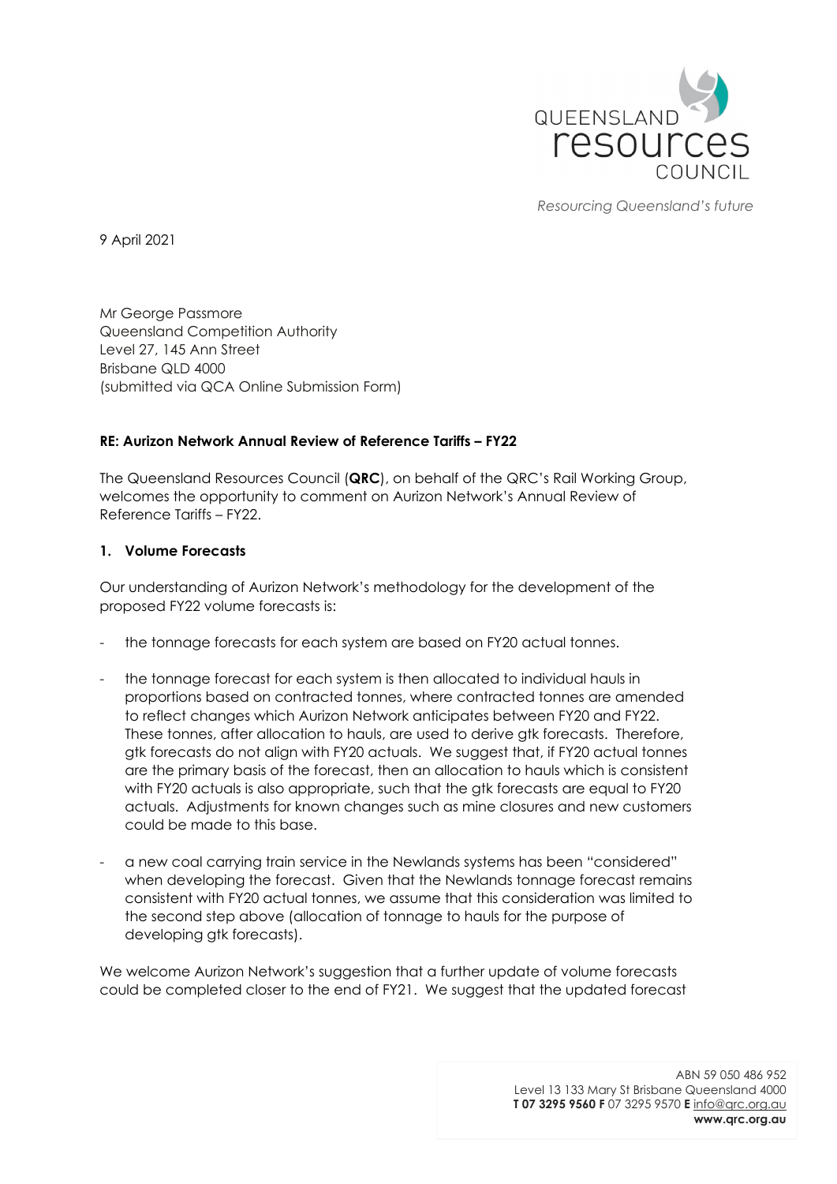QUEENSLAND resources COUNCIL

*Resourcing Queensland's future*

9 April 2021

Mr George Passmore
Queensland Competition Authority
Level 27, 145 Ann Street
Brisbane QLD 4000
(submitted via QCA Online Submission Form)

**RE: Aurizon Network Annual Review of Reference Tariffs – FY22**

The Queensland Resources Council (**QRC**), on behalf of the QRC's Rail Working Group, welcomes the opportunity to comment on Aurizon Network's Annual Review of Reference Tariffs – FY22.

**1. Volume Forecasts**

Our understanding of Aurizon Network's methodology for the development of the proposed FY22 volume forecasts is:

- the tonnage forecasts for each system are based on FY20 actual tonnes.
- the tonnage forecast for each system is then allocated to individual hauls in proportions based on contracted tonnes, where contracted tonnes are amended to reflect changes which Aurizon Network anticipates between FY20 and FY22. These tonnes, after allocation to hauls, are used to derive gtk forecasts. Therefore, gtk forecasts do not align with FY20 actuals. We suggest that, if FY20 actual tonnes are the primary basis of the forecast, then an allocation to hauls which is consistent with FY20 actuals is also appropriate, such that the gtk forecasts are equal to FY20 actuals. Adjustments for known changes such as mine closures and new customers could be made to this base.
- a new coal carrying train service in the Newlands systems has been "considered" when developing the forecast. Given that the Newlands tonnage forecast remains consistent with FY20 actual tonnes, we assume that this consideration was limited to the second step above (allocation of tonnage to hauls for the purpose of developing gtk forecasts).

We welcome Aurizon Network's suggestion that a further update of volume forecasts could be completed closer to the end of FY21. We suggest that the updated forecast

ABN 59 050 486 952
Level 13 133 Mary St Brisbane Queensland 4000
**T 07 3295 9560 F** 07 3295 9570 **E** info@qrc.org.au
**www.qrc.org.au**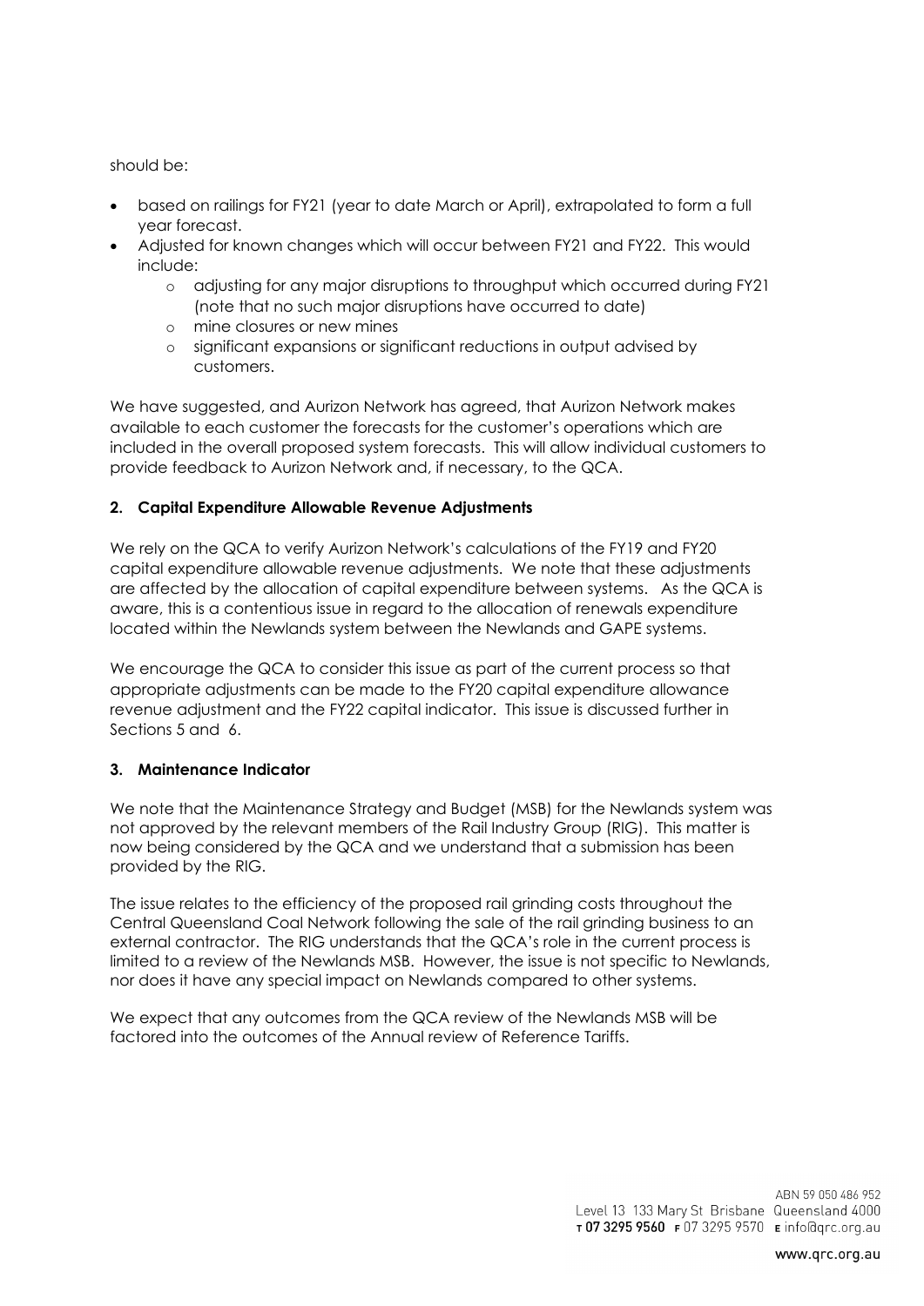should be:

- based on railings for FY21 (year to date March or April), extrapolated to form a full year forecast.
- Adjusted for known changes which will occur between FY21 and FY22. This would include:
  - adjusting for any major disruptions to throughput which occurred during FY21 (note that no such major disruptions have occurred to date)
  - mine closures or new mines
  - significant expansions or significant reductions in output advised by customers.

We have suggested, and Aurizon Network has agreed, that Aurizon Network makes available to each customer the forecasts for the customer's operations which are included in the overall proposed system forecasts. This will allow individual customers to provide feedback to Aurizon Network and, if necessary, to the QCA.

**2. Capital Expenditure Allowable Revenue Adjustments**

We rely on the QCA to verify Aurizon Network's calculations of the FY19 and FY20 capital expenditure allowable revenue adjustments. We note that these adjustments are affected by the allocation of capital expenditure between systems. As the QCA is aware, this is a contentious issue in regard to the allocation of renewals expenditure located within the Newlands system between the Newlands and GAPE systems.

We encourage the QCA to consider this issue as part of the current process so that appropriate adjustments can be made to the FY20 capital expenditure allowance revenue adjustment and the FY22 capital indicator. This issue is discussed further in Sections 5 and 6.

**3. Maintenance Indicator**

We note that the Maintenance Strategy and Budget (MSB) for the Newlands system was not approved by the relevant members of the Rail Industry Group (RIG). This matter is now being considered by the QCA and we understand that a submission has been provided by the RIG.

The issue relates to the efficiency of the proposed rail grinding costs throughout the Central Queensland Coal Network following the sale of the rail grinding business to an external contractor. The RIG understands that the QCA's role in the current process is limited to a review of the Newlands MSB. However, the issue is not specific to Newlands, nor does it have any special impact on Newlands compared to other systems.

We expect that any outcomes from the QCA review of the Newlands MSB will be factored into the outcomes of the Annual review of Reference Tariffs.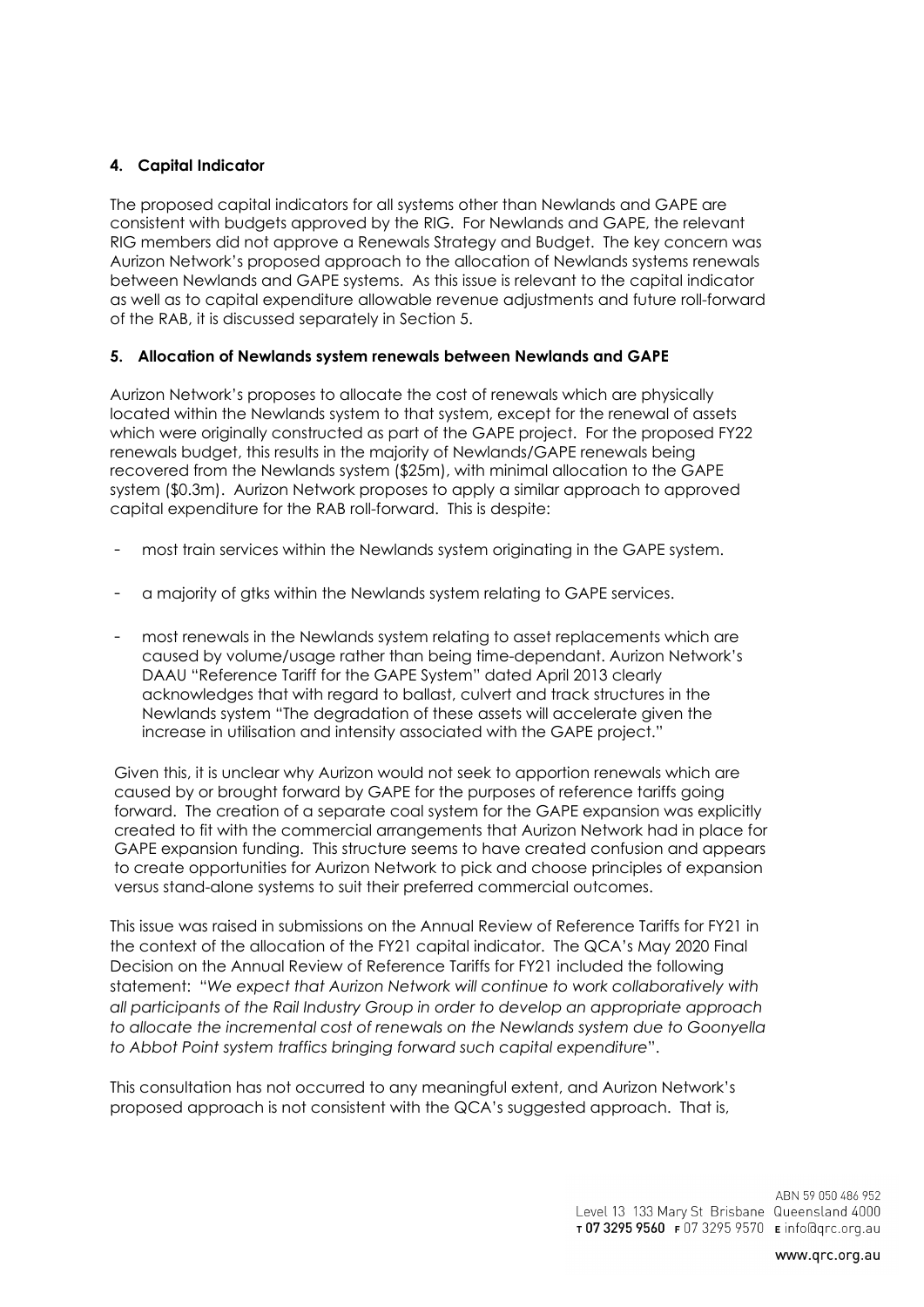## 4. Capital Indicator

The proposed capital indicators for all systems other than Newlands and GAPE are consistent with budgets approved by the RIG. For Newlands and GAPE, the relevant RIG members did not approve a Renewals Strategy and Budget. The key concern was Aurizon Network's proposed approach to the allocation of Newlands systems renewals between Newlands and GAPE systems. As this issue is relevant to the capital indicator as well as to capital expenditure allowable revenue adjustments and future roll-forward of the RAB, it is discussed separately in Section 5.

## 5. Allocation of Newlands system renewals between Newlands and GAPE

Aurizon Network's proposes to allocate the cost of renewals which are physically located within the Newlands system to that system, except for the renewal of assets which were originally constructed as part of the GAPE project. For the proposed FY22 renewals budget, this results in the majority of Newlands/GAPE renewals being recovered from the Newlands system ($25m), with minimal allocation to the GAPE system ($0.3m). Aurizon Network proposes to apply a similar approach to approved capital expenditure for the RAB roll-forward. This is despite:

- most train services within the Newlands system originating in the GAPE system.
- a majority of gtks within the Newlands system relating to GAPE services.
- most renewals in the Newlands system relating to asset replacements which are caused by volume/usage rather than being time-dependant. Aurizon Network's DAAU "Reference Tariff for the GAPE System" dated April 2013 clearly acknowledges that with regard to ballast, culvert and track structures in the Newlands system "The degradation of these assets will accelerate given the increase in utilisation and intensity associated with the GAPE project."

Given this, it is unclear why Aurizon would not seek to apportion renewals which are caused by or brought forward by GAPE for the purposes of reference tariffs going forward. The creation of a separate coal system for the GAPE expansion was explicitly created to fit with the commercial arrangements that Aurizon Network had in place for GAPE expansion funding. This structure seems to have created confusion and appears to create opportunities for Aurizon Network to pick and choose principles of expansion versus stand-alone systems to suit their preferred commercial outcomes.

This issue was raised in submissions on the Annual Review of Reference Tariffs for FY21 in the context of the allocation of the FY21 capital indicator. The QCA's May 2020 Final Decision on the Annual Review of Reference Tariffs for FY21 included the following statement: "*We expect that Aurizon Network will continue to work collaboratively with all participants of the Rail Industry Group in order to develop an appropriate approach to allocate the incremental cost of renewals on the Newlands system due to Goonyella to Abbot Point system traffics bringing forward such capital expenditure*".

This consultation has not occurred to any meaningful extent, and Aurizon Network's proposed approach is not consistent with the QCA's suggested approach. That is,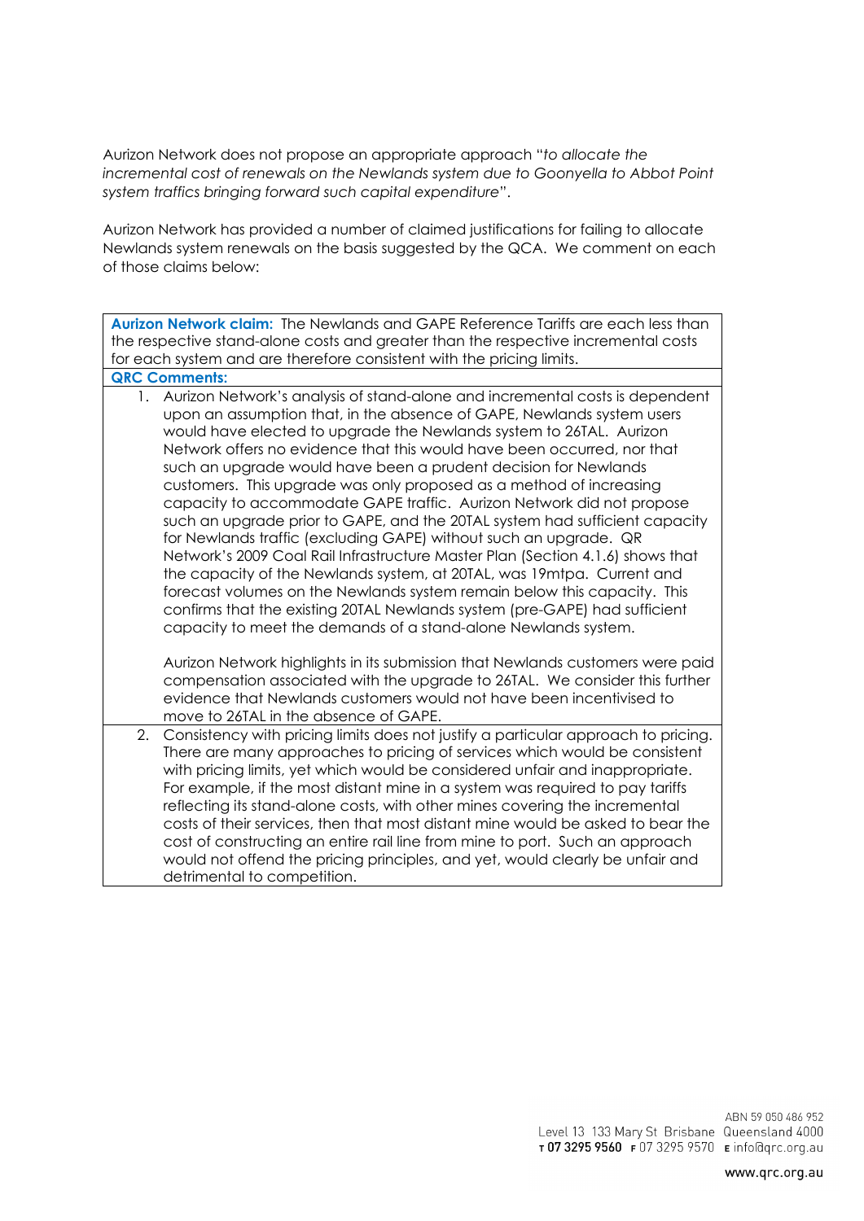Aurizon Network does not propose an appropriate approach "*to allocate the incremental cost of renewals on the Newlands system due to Goonyella to Abbot Point system traffics bringing forward such capital expenditure*".

Aurizon Network has provided a number of claimed justifications for failing to allocate Newlands system renewals on the basis suggested by the QCA. We comment on each of those claims below:

**Aurizon Network claim:** The Newlands and GAPE Reference Tariffs are each less than the respective stand-alone costs and greater than the respective incremental costs for each system and are therefore consistent with the pricing limits.

**QRC Comments:**

1. Aurizon Network's analysis of stand-alone and incremental costs is dependent upon an assumption that, in the absence of GAPE, Newlands system users would have elected to upgrade the Newlands system to 26TAL. Aurizon Network offers no evidence that this would have been occurred, nor that such an upgrade would have been a prudent decision for Newlands customers. This upgrade was only proposed as a method of increasing capacity to accommodate GAPE traffic. Aurizon Network did not propose such an upgrade prior to GAPE, and the 20TAL system had sufficient capacity for Newlands traffic (excluding GAPE) without such an upgrade. QR Network's 2009 Coal Rail Infrastructure Master Plan (Section 4.1.6) shows that the capacity of the Newlands system, at 20TAL, was 19mtpa. Current and forecast volumes on the Newlands system remain below this capacity. This confirms that the existing 20TAL Newlands system (pre-GAPE) had sufficient capacity to meet the demands of a stand-alone Newlands system.

   Aurizon Network highlights in its submission that Newlands customers were paid compensation associated with the upgrade to 26TAL. We consider this further evidence that Newlands customers would not have been incentivised to move to 26TAL in the absence of GAPE.

2. Consistency with pricing limits does not justify a particular approach to pricing. There are many approaches to pricing of services which would be consistent with pricing limits, yet which would be considered unfair and inappropriate. For example, if the most distant mine in a system was required to pay tariffs reflecting its stand-alone costs, with other mines covering the incremental costs of their services, then that most distant mine would be asked to bear the cost of constructing an entire rail line from mine to port. Such an approach would not offend the pricing principles, and yet, would clearly be unfair and detrimental to competition.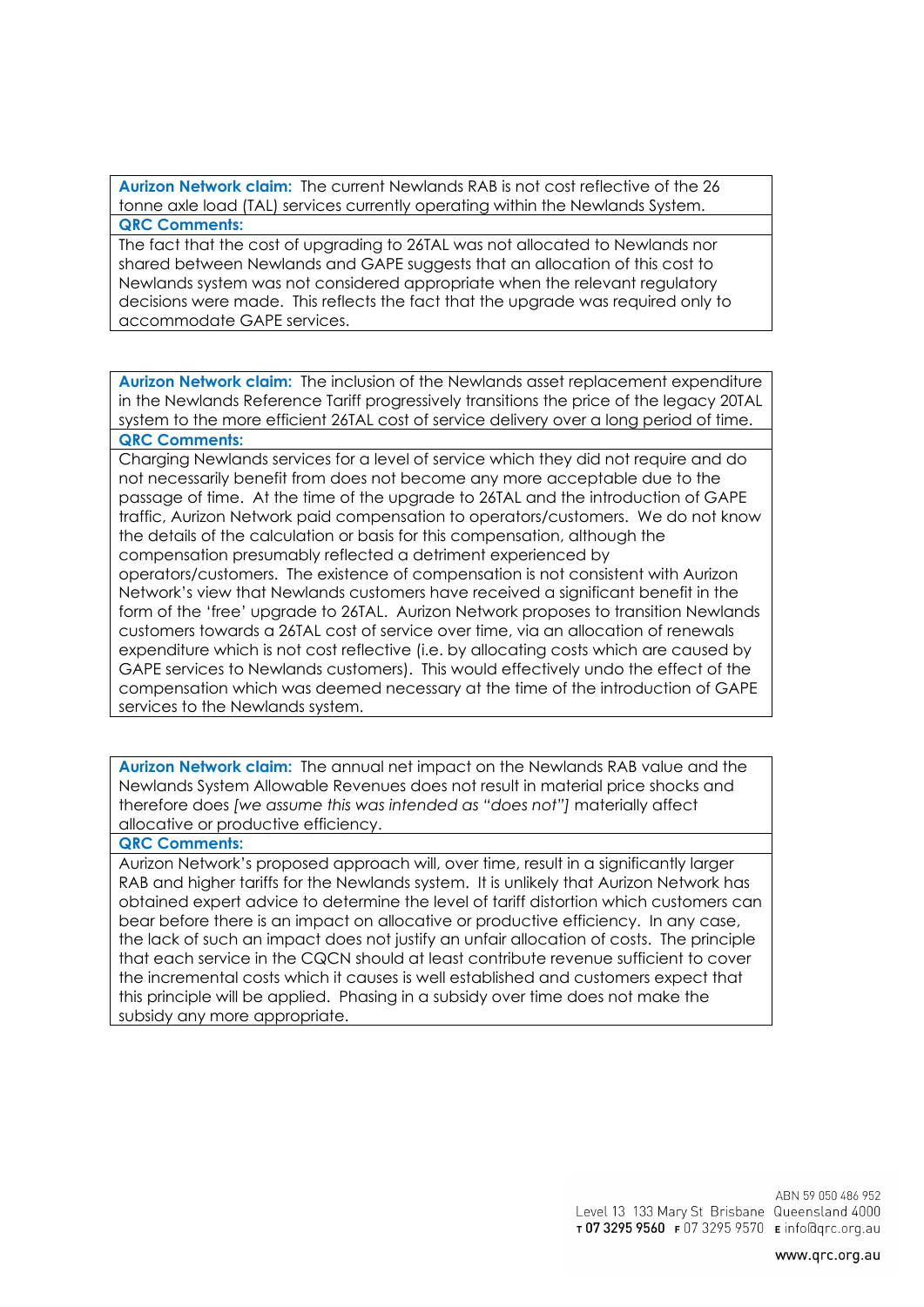**Aurizon Network claim:** The current Newlands RAB is not cost reflective of the 26 tonne axle load (TAL) services currently operating within the Newlands System.

**QRC Comments:**

The fact that the cost of upgrading to 26TAL was not allocated to Newlands nor shared between Newlands and GAPE suggests that an allocation of this cost to Newlands system was not considered appropriate when the relevant regulatory decisions were made. This reflects the fact that the upgrade was required only to accommodate GAPE services.

**Aurizon Network claim:** The inclusion of the Newlands asset replacement expenditure in the Newlands Reference Tariff progressively transitions the price of the legacy 20TAL system to the more efficient 26TAL cost of service delivery over a long period of time.

**QRC Comments:**

Charging Newlands services for a level of service which they did not require and do not necessarily benefit from does not become any more acceptable due to the passage of time. At the time of the upgrade to 26TAL and the introduction of GAPE traffic, Aurizon Network paid compensation to operators/customers. We do not know the details of the calculation or basis for this compensation, although the compensation presumably reflected a detriment experienced by operators/customers. The existence of compensation is not consistent with Aurizon Network's view that Newlands customers have received a significant benefit in the form of the 'free' upgrade to 26TAL. Aurizon Network proposes to transition Newlands customers towards a 26TAL cost of service over time, via an allocation of renewals expenditure which is not cost reflective (i.e. by allocating costs which are caused by GAPE services to Newlands customers). This would effectively undo the effect of the compensation which was deemed necessary at the time of the introduction of GAPE services to the Newlands system.

**Aurizon Network claim:** The annual net impact on the Newlands RAB value and the Newlands System Allowable Revenues does not result in material price shocks and therefore does *[we assume this was intended as "does not"]* materially affect allocative or productive efficiency.

**QRC Comments:**

Aurizon Network's proposed approach will, over time, result in a significantly larger RAB and higher tariffs for the Newlands system. It is unlikely that Aurizon Network has obtained expert advice to determine the level of tariff distortion which customers can bear before there is an impact on allocative or productive efficiency. In any case, the lack of such an impact does not justify an unfair allocation of costs. The principle that each service in the CQCN should at least contribute revenue sufficient to cover the incremental costs which it causes is well established and customers expect that this principle will be applied. Phasing in a subsidy over time does not make the subsidy any more appropriate.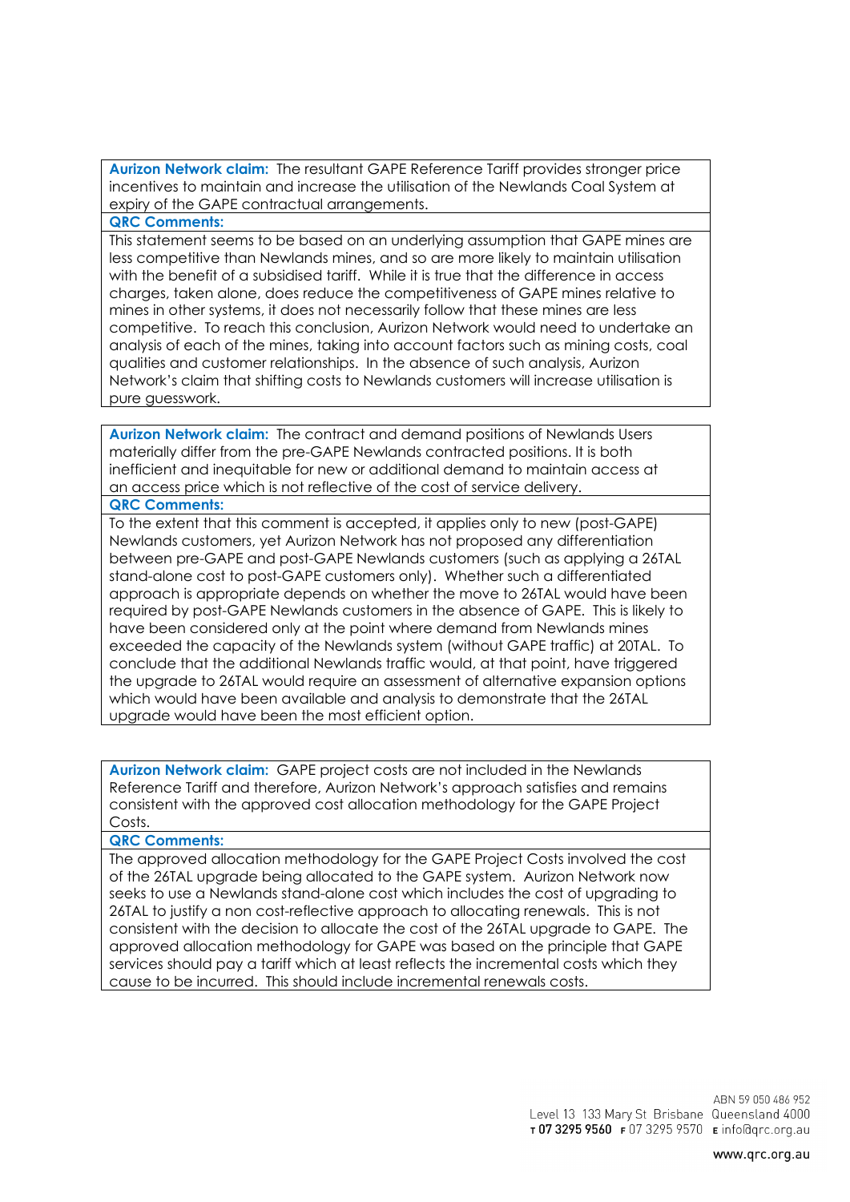**Aurizon Network claim:** The resultant GAPE Reference Tariff provides stronger price incentives to maintain and increase the utilisation of the Newlands Coal System at expiry of the GAPE contractual arrangements.

**QRC Comments:**

This statement seems to be based on an underlying assumption that GAPE mines are less competitive than Newlands mines, and so are more likely to maintain utilisation with the benefit of a subsidised tariff. While it is true that the difference in access charges, taken alone, does reduce the competitiveness of GAPE mines relative to mines in other systems, it does not necessarily follow that these mines are less competitive. To reach this conclusion, Aurizon Network would need to undertake an analysis of each of the mines, taking into account factors such as mining costs, coal qualities and customer relationships. In the absence of such analysis, Aurizon Network's claim that shifting costs to Newlands customers will increase utilisation is pure guesswork.

**Aurizon Network claim:** The contract and demand positions of Newlands Users materially differ from the pre-GAPE Newlands contracted positions. It is both inefficient and inequitable for new or additional demand to maintain access at an access price which is not reflective of the cost of service delivery.

**QRC Comments:**

To the extent that this comment is accepted, it applies only to new (post-GAPE) Newlands customers, yet Aurizon Network has not proposed any differentiation between pre-GAPE and post-GAPE Newlands customers (such as applying a 26TAL stand-alone cost to post-GAPE customers only). Whether such a differentiated approach is appropriate depends on whether the move to 26TAL would have been required by post-GAPE Newlands customers in the absence of GAPE. This is likely to have been considered only at the point where demand from Newlands mines exceeded the capacity of the Newlands system (without GAPE traffic) at 20TAL. To conclude that the additional Newlands traffic would, at that point, have triggered the upgrade to 26TAL would require an assessment of alternative expansion options which would have been available and analysis to demonstrate that the 26TAL upgrade would have been the most efficient option.

**Aurizon Network claim:** GAPE project costs are not included in the Newlands Reference Tariff and therefore, Aurizon Network's approach satisfies and remains consistent with the approved cost allocation methodology for the GAPE Project Costs.

**QRC Comments:**

The approved allocation methodology for the GAPE Project Costs involved the cost of the 26TAL upgrade being allocated to the GAPE system. Aurizon Network now seeks to use a Newlands stand-alone cost which includes the cost of upgrading to 26TAL to justify a non cost-reflective approach to allocating renewals. This is not consistent with the decision to allocate the cost of the 26TAL upgrade to GAPE. The approved allocation methodology for GAPE was based on the principle that GAPE services should pay a tariff which at least reflects the incremental costs which they cause to be incurred. This should include incremental renewals costs.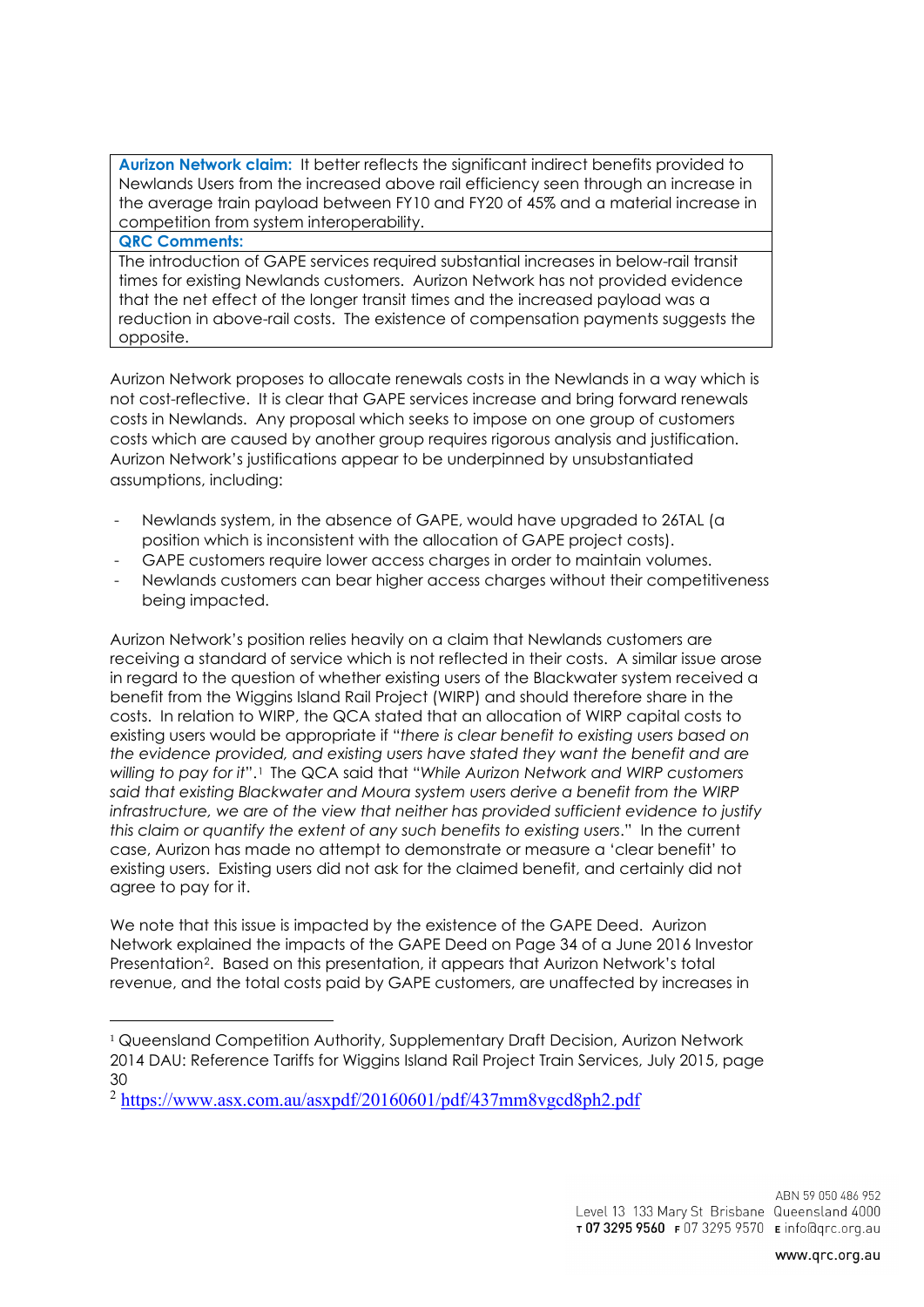| **Aurizon Network claim:** It better reflects the significant indirect benefits provided to Newlands Users from the increased above rail efficiency seen through an increase in the average train payload between FY10 and FY20 of 45% and a material increase in competition from system interoperability. |
| --- |
| **QRC Comments:** |
| The introduction of GAPE services required substantial increases in below-rail transit times for existing Newlands customers. Aurizon Network has not provided evidence that the net effect of the longer transit times and the increased payload was a reduction in above-rail costs. The existence of compensation payments suggests the opposite. |

Aurizon Network proposes to allocate renewals costs in the Newlands in a way which is not cost-reflective. It is clear that GAPE services increase and bring forward renewals costs in Newlands. Any proposal which seeks to impose on one group of customers costs which are caused by another group requires rigorous analysis and justification. Aurizon Network's justifications appear to be underpinned by unsubstantiated assumptions, including:

- Newlands system, in the absence of GAPE, would have upgraded to 26TAL (a position which is inconsistent with the allocation of GAPE project costs).
- GAPE customers require lower access charges in order to maintain volumes.
- Newlands customers can bear higher access charges without their competitiveness being impacted.

Aurizon Network's position relies heavily on a claim that Newlands customers are receiving a standard of service which is not reflected in their costs. A similar issue arose in regard to the question of whether existing users of the Blackwater system received a benefit from the Wiggins Island Rail Project (WIRP) and should therefore share in the costs. In relation to WIRP, the QCA stated that an allocation of WIRP capital costs to existing users would be appropriate if "*there is clear benefit to existing users based on the evidence provided, and existing users have stated they want the benefit and are willing to pay for it*".[1] The QCA said that "*While Aurizon Network and WIRP customers said that existing Blackwater and Moura system users derive a benefit from the WIRP infrastructure, we are of the view that neither has provided sufficient evidence to justify this claim or quantify the extent of any such benefits to existing users*." In the current case, Aurizon has made no attempt to demonstrate or measure a 'clear benefit' to existing users. Existing users did not ask for the claimed benefit, and certainly did not agree to pay for it.

We note that this issue is impacted by the existence of the GAPE Deed. Aurizon Network explained the impacts of the GAPE Deed on Page 34 of a June 2016 Investor Presentation[2]. Based on this presentation, it appears that Aurizon Network's total revenue, and the total costs paid by GAPE customers, are unaffected by increases in

---

[1] Queensland Competition Authority, Supplementary Draft Decision, Aurizon Network 2014 DAU: Reference Tariffs for Wiggins Island Rail Project Train Services, July 2015, page 30

[2] https://www.asx.com.au/asxpdf/20160601/pdf/437mm8vgcd8ph2.pdf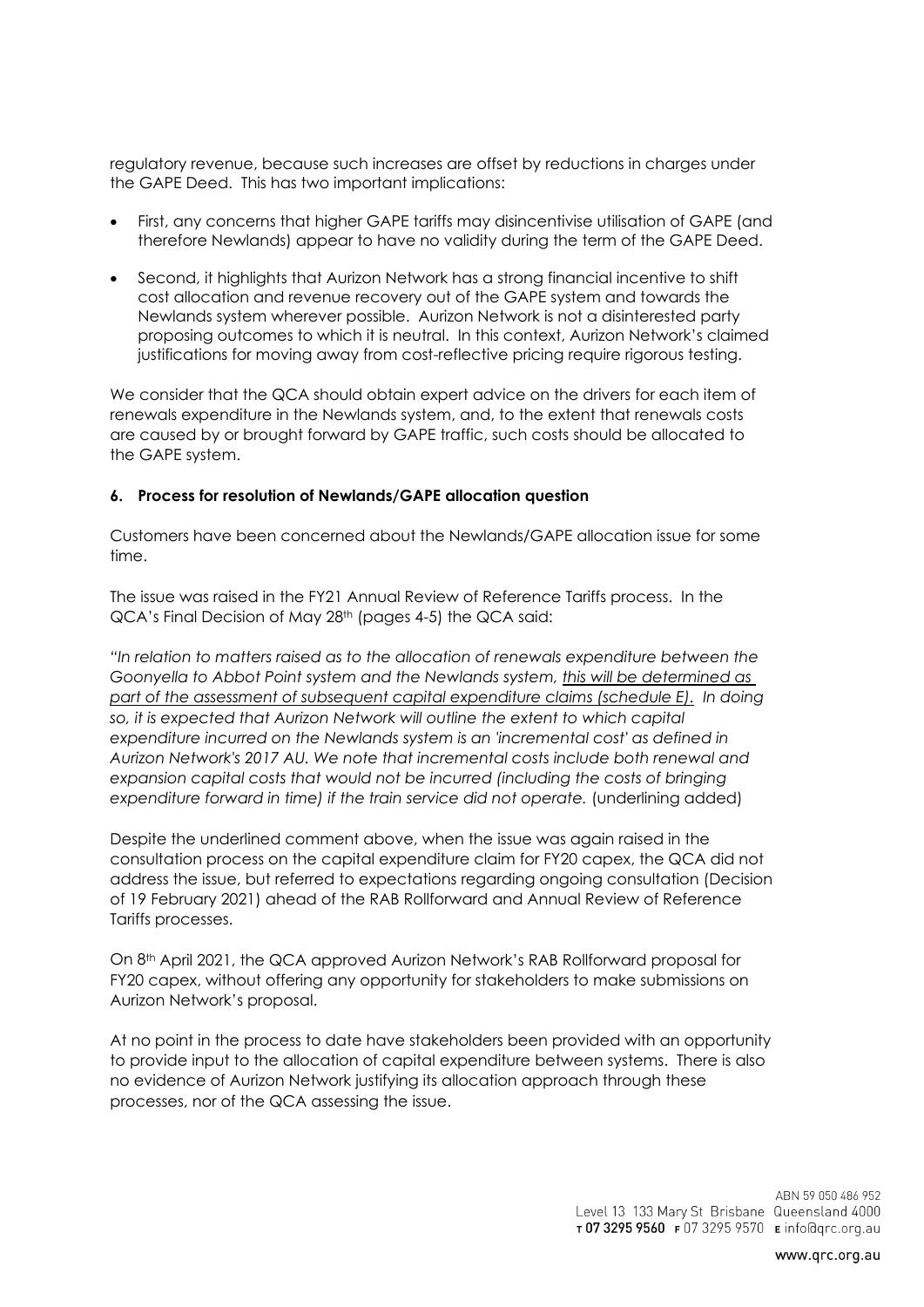regulatory revenue, because such increases are offset by reductions in charges under the GAPE Deed. This has two important implications:

- First, any concerns that higher GAPE tariffs may disincentivise utilisation of GAPE (and therefore Newlands) appear to have no validity during the term of the GAPE Deed.
- Second, it highlights that Aurizon Network has a strong financial incentive to shift cost allocation and revenue recovery out of the GAPE system and towards the Newlands system wherever possible. Aurizon Network is not a disinterested party proposing outcomes to which it is neutral. In this context, Aurizon Network's claimed justifications for moving away from cost-reflective pricing require rigorous testing.

We consider that the QCA should obtain expert advice on the drivers for each item of renewals expenditure in the Newlands system, and, to the extent that renewals costs are caused by or brought forward by GAPE traffic, such costs should be allocated to the GAPE system.

**6. Process for resolution of Newlands/GAPE allocation question**

Customers have been concerned about the Newlands/GAPE allocation issue for some time.

The issue was raised in the FY21 Annual Review of Reference Tariffs process. In the QCA's Final Decision of May 28th (pages 4-5) the QCA said:

*"In relation to matters raised as to the allocation of renewals expenditure between the Goonyella to Abbot Point system and the Newlands system, <u>this will be determined as part of the assessment of subsequent capital expenditure claims (schedule E)</u>. In doing so, it is expected that Aurizon Network will outline the extent to which capital expenditure incurred on the Newlands system is an 'incremental cost' as defined in Aurizon Network's 2017 AU. We note that incremental costs include both renewal and expansion capital costs that would not be incurred (including the costs of bringing expenditure forward in time) if the train service did not operate.* (underlining added)

Despite the underlined comment above, when the issue was again raised in the consultation process on the capital expenditure claim for FY20 capex, the QCA did not address the issue, but referred to expectations regarding ongoing consultation (Decision of 19 February 2021) ahead of the RAB Rollforward and Annual Review of Reference Tariffs processes.

On 8th April 2021, the QCA approved Aurizon Network's RAB Rollforward proposal for FY20 capex, without offering any opportunity for stakeholders to make submissions on Aurizon Network's proposal.

At no point in the process to date have stakeholders been provided with an opportunity to provide input to the allocation of capital expenditure between systems. There is also no evidence of Aurizon Network justifying its allocation approach through these processes, nor of the QCA assessing the issue.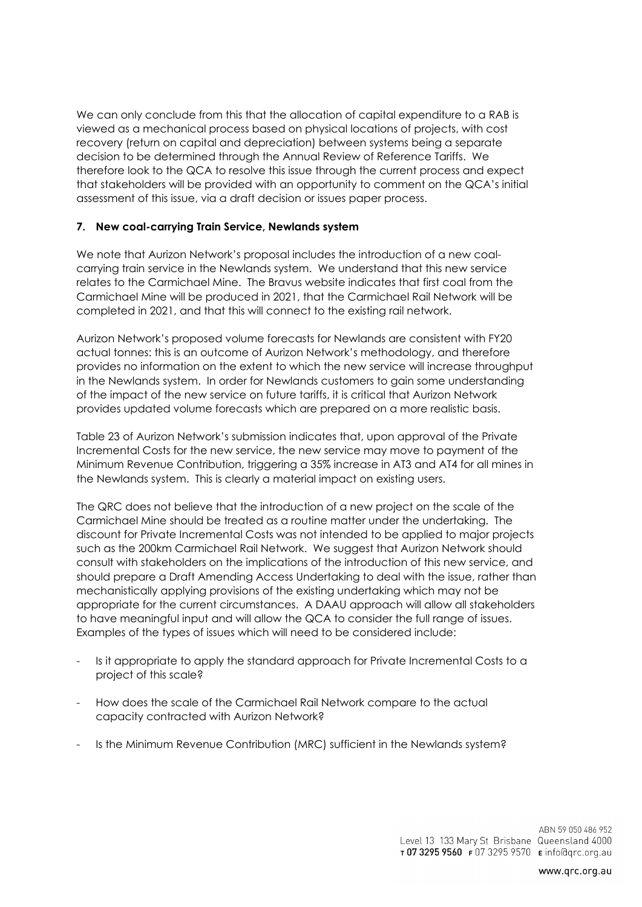We can only conclude from this that the allocation of capital expenditure to a RAB is viewed as a mechanical process based on physical locations of projects, with cost recovery (return on capital and depreciation) between systems being a separate decision to be determined through the Annual Review of Reference Tariffs. We therefore look to the QCA to resolve this issue through the current process and expect that stakeholders will be provided with an opportunity to comment on the QCA's initial assessment of this issue, via a draft decision or issues paper process.

**7. New coal-carrying Train Service, Newlands system**

We note that Aurizon Network's proposal includes the introduction of a new coal-carrying train service in the Newlands system. We understand that this new service relates to the Carmichael Mine. The Bravus website indicates that first coal from the Carmichael Mine will be produced in 2021, that the Carmichael Rail Network will be completed in 2021, and that this will connect to the existing rail network.

Aurizon Network's proposed volume forecasts for Newlands are consistent with FY20 actual tonnes: this is an outcome of Aurizon Network's methodology, and therefore provides no information on the extent to which the new service will increase throughput in the Newlands system. In order for Newlands customers to gain some understanding of the impact of the new service on future tariffs, it is critical that Aurizon Network provides updated volume forecasts which are prepared on a more realistic basis.

Table 23 of Aurizon Network's submission indicates that, upon approval of the Private Incremental Costs for the new service, the new service may move to payment of the Minimum Revenue Contribution, triggering a 35% increase in AT3 and AT4 for all mines in the Newlands system. This is clearly a material impact on existing users.

The QRC does not believe that the introduction of a new project on the scale of the Carmichael Mine should be treated as a routine matter under the undertaking. The discount for Private Incremental Costs was not intended to be applied to major projects such as the 200km Carmichael Rail Network. We suggest that Aurizon Network should consult with stakeholders on the implications of the introduction of this new service, and should prepare a Draft Amending Access Undertaking to deal with the issue, rather than mechanistically applying provisions of the existing undertaking which may not be appropriate for the current circumstances. A DAAU approach will allow all stakeholders to have meaningful input and will allow the QCA to consider the full range of issues. Examples of the types of issues which will need to be considered include:

- Is it appropriate to apply the standard approach for Private Incremental Costs to a project of this scale?
- How does the scale of the Carmichael Rail Network compare to the actual capacity contracted with Aurizon Network?
- Is the Minimum Revenue Contribution (MRC) sufficient in the Newlands system?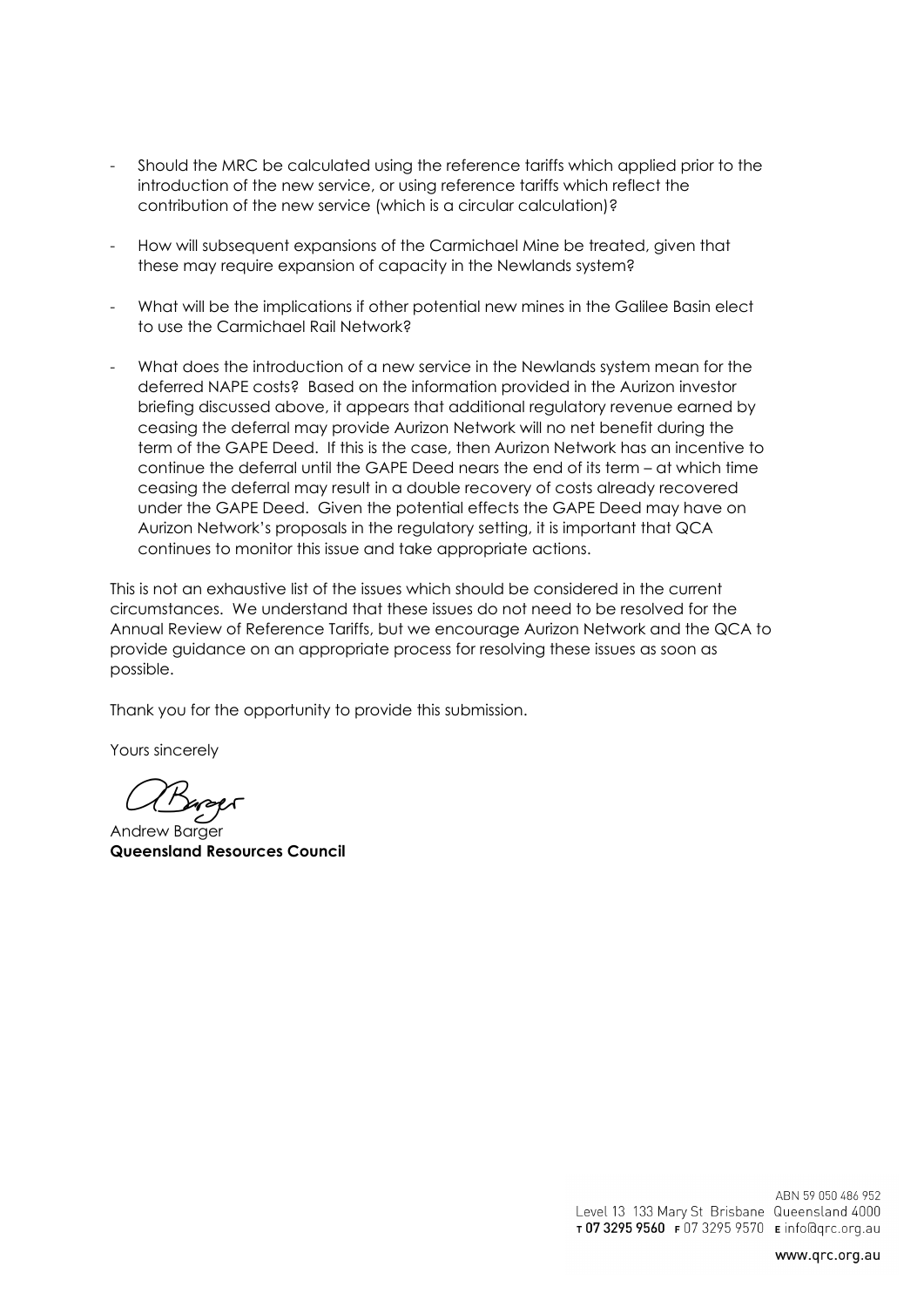- Should the MRC be calculated using the reference tariffs which applied prior to the introduction of the new service, or using reference tariffs which reflect the contribution of the new service (which is a circular calculation)?

- How will subsequent expansions of the Carmichael Mine be treated, given that these may require expansion of capacity in the Newlands system?

- What will be the implications if other potential new mines in the Galilee Basin elect to use the Carmichael Rail Network?

- What does the introduction of a new service in the Newlands system mean for the deferred NAPE costs? Based on the information provided in the Aurizon investor briefing discussed above, it appears that additional regulatory revenue earned by ceasing the deferral may provide Aurizon Network will no net benefit during the term of the GAPE Deed. If this is the case, then Aurizon Network has an incentive to continue the deferral until the GAPE Deed nears the end of its term – at which time ceasing the deferral may result in a double recovery of costs already recovered under the GAPE Deed. Given the potential effects the GAPE Deed may have on Aurizon Network's proposals in the regulatory setting, it is important that QCA continues to monitor this issue and take appropriate actions.

This is not an exhaustive list of the issues which should be considered in the current circumstances. We understand that these issues do not need to be resolved for the Annual Review of Reference Tariffs, but we encourage Aurizon Network and the QCA to provide guidance on an appropriate process for resolving these issues as soon as possible.

Thank you for the opportunity to provide this submission.

Yours sincerely

Andrew Barger
**Queensland Resources Council**

ABN 59 050 486 952
Level 13 133 Mary St Brisbane Queensland 4000
**T 07 3295 9560** F 07 3295 9570 E info@qrc.org.au

www.qrc.org.au